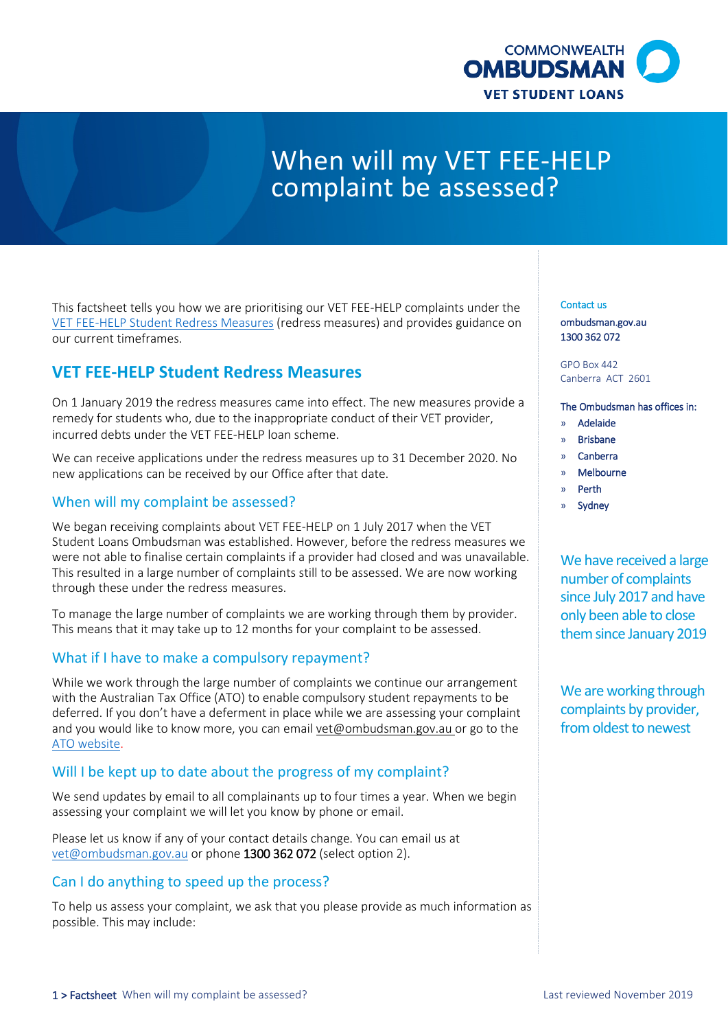COMMONWEALTH OMBUDSMAN

VET STUDENT LOANS

# When will my VET FEE-HELP complaint be assessed?

This factsheet tells you how we are prioritising our VET FEE-HELP complaints under the VET FEE-HELP Student Redress Measures (redress measures) and provides guidance on our current timeframes.

## VET FEE-HELP Student Redress Measures

On 1 January 2019 the redress measures came into effect. The new measures provide a remedy for students who, due to the inappropriate conduct of their VET provider, incurred debts under the VET FEE-HELP loan scheme.

We can receive applications under the redress measures up to 31 December 2020. No new applications can be received by our Office after that date.

### When will my complaint be assessed?

We began receiving complaints about VET FEE-HELP on 1 July 2017 when the VET Student Loans Ombudsman was established. However, before the redress measures we were not able to finalise certain complaints if a provider had closed and was unavailable. This resulted in a large number of complaints still to be assessed. We are now working through these under the redress measures.

To manage the large number of complaints we are working through them by provider. This means that it may take up to 12 months for your complaint to be assessed.

### What if I have to make a compulsory repayment?

While we work through the large number of complaints we continue our arrangement with the Australian Tax Office (ATO) to enable compulsory student repayments to be deferred. If you don't have a deferment in place while we are assessing your complaint and you would like to know more, you can email vet@ombudsman.gov.au or go to the ATO website.

### Will I be kept up to date about the progress of my complaint?

We send updates by email to all complainants up to four times a year. When we begin assessing your complaint we will let you know by phone or email.

Please let us know if any of your contact details change. You can email us at vet@ombudsman.gov.au or phone **1300 362 072** (select option 2).

### Can I do anything to speed up the process?

To help us assess your complaint, we ask that you please provide as much information as possible. This may include:

**Contact us**

**ombudsman.gov.au**
**1300 362 072**

GPO Box 442
Canberra ACT 2601

**The Ombudsman has offices in:**

- Adelaide
- Brisbane
- Canberra
- Melbourne
- Perth
- Sydney

We have received a large number of complaints since July 2017 and have only been able to close them since January 2019

We are working through complaints by provider, from oldest to newest

Last reviewed November 2019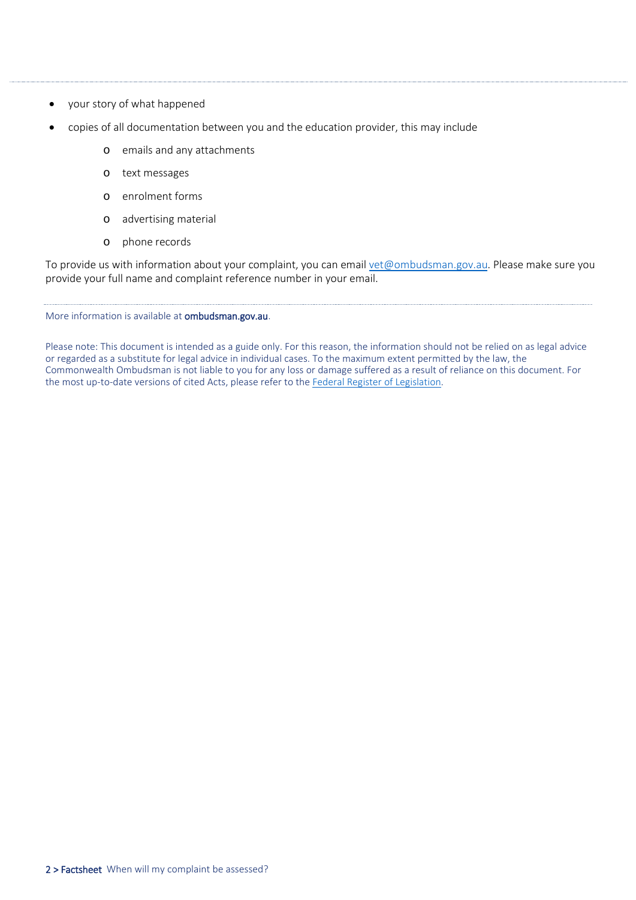- your story of what happened
- copies of all documentation between you and the education provider, this may include
  - emails and any attachments
  - text messages
  - enrolment forms
  - advertising material
  - phone records

To provide us with information about your complaint, you can email vet@ombudsman.gov.au. Please make sure you provide your full name and complaint reference number in your email.

More information is available at **ombudsman.gov.au**.

Please note: This document is intended as a guide only. For this reason, the information should not be relied on as legal advice or regarded as a substitute for legal advice in individual cases. To the maximum extent permitted by the law, the Commonwealth Ombudsman is not liable to you for any loss or damage suffered as a result of reliance on this document. For the most up-to-date versions of cited Acts, please refer to the Federal Register of Legislation.